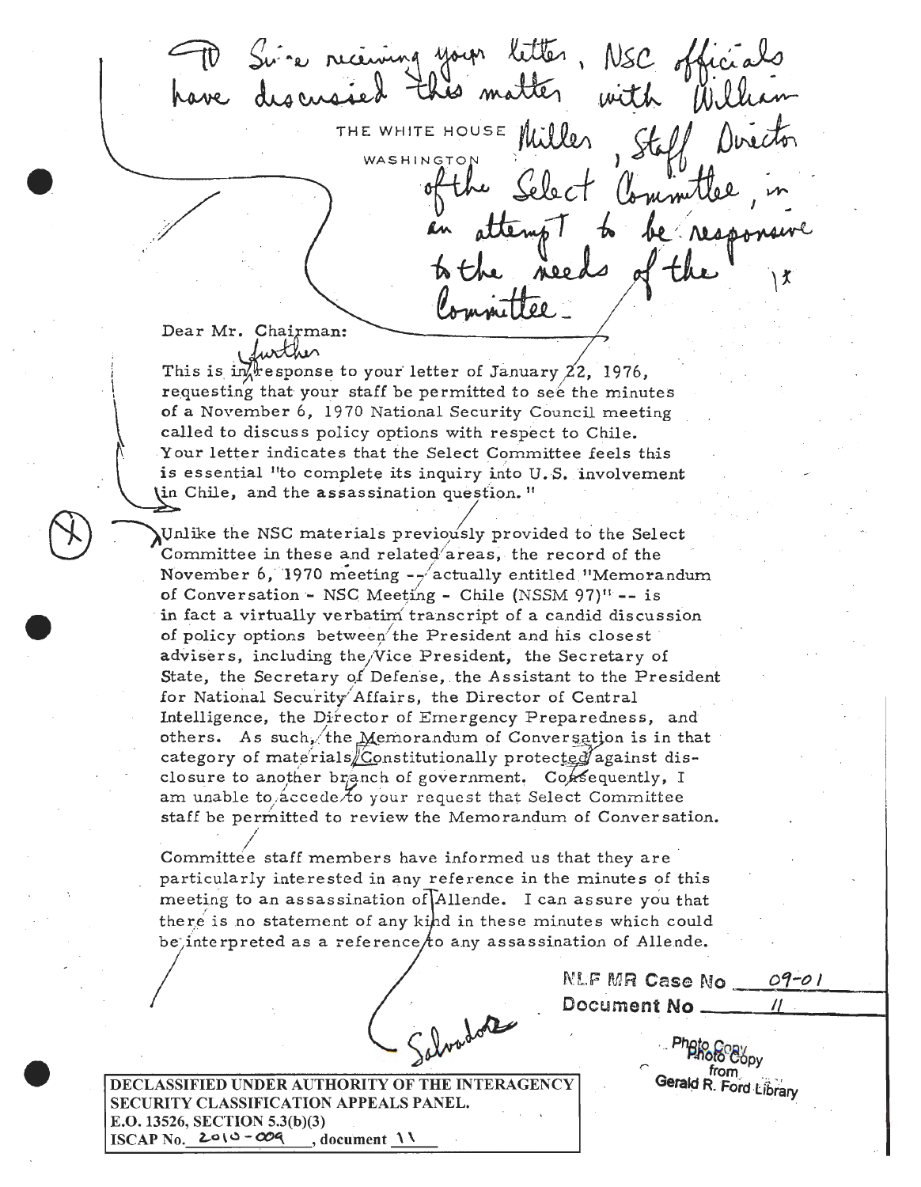(1) Since receiving your letter, NSC officials have discussed this matter with William Miller, Staff Director of the Select Committee, in an attempt to be responsive to the needs of the Committee. 1*

THE WHITE HOUSE

WASHINGTON

Dear Mr. Chairman:

This is in further response to your letter of January 22, 1976, requesting that your staff be permitted to see the minutes of a November 6, 1970 National Security Council meeting called to discuss policy options with respect to Chile. Your letter indicates that the Select Committee feels this is essential "to complete its inquiry into U.S. involvement in Chile, and the assassination question."

(X) Unlike the NSC materials previously provided to the Select Committee in these and related areas, the record of the November 6, 1970 meeting -- actually entitled "Memorandum of Conversation - NSC Meeting - Chile (NSSM 97)" -- is in fact a virtually verbatim transcript of a candid discussion of policy options between the President and his closest advisers, including the Vice President, the Secretary of State, the Secretary of Defense, the Assistant to the President for National Security Affairs, the Director of Central Intelligence, the Director of Emergency Preparedness, and others. As such, the Memorandum of Conversation is in that category of materials Constitutionally protected against disclosure to another branch of government. Consequently, I am unable to accede to your request that Select Committee staff be permitted to review the Memorandum of Conversation.

Committee staff members have informed us that they are particularly interested in any reference in the minutes of this meeting to an assassination of Allende. I can assure you that there is no statement of any kind in these minutes which could be interpreted as a reference to any assassination of Allende.

Salvador

NLF MR Case No 09-01

Document No 11

Photo Copy from Gerald R. Ford Library

**DECLASSIFIED UNDER AUTHORITY OF THE INTERAGENCY SECURITY CLASSIFICATION APPEALS PANEL.**
**E.O. 13526, SECTION 5.3(b)(3)**
**ISCAP No. 2010-009, document 11**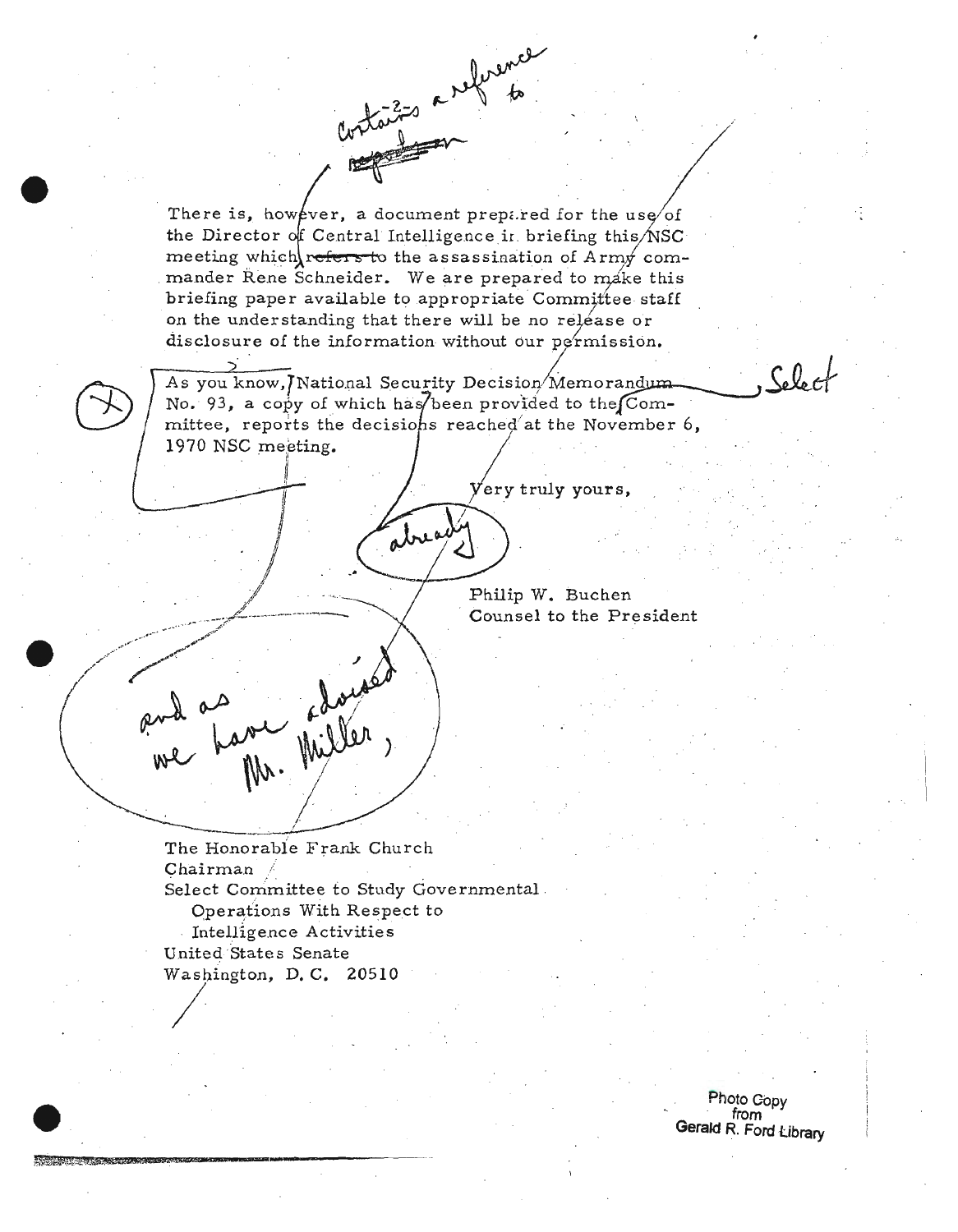There is, however, a document prepared for the use of the Director of Central Intelligence in briefing this NSC meeting which ~~refers to~~ contains a reference to the assassination of Army commander Rene Schneider. We are prepared to make this briefing paper available to appropriate Committee staff on the understanding that there will be no release or disclosure of the information without our permission.

As you know, and as we have advised Mr. Miller, National Security Decision Memorandum No. 93, a copy of which has already been provided to the Select Committee, reports the decisions reached at the November 6, 1970 NSC meeting.

Very truly yours,

Philip W. Buchen
Counsel to the President

The Honorable Frank Church
Chairman
Select Committee to Study Governmental Operations With Respect to Intelligence Activities
United States Senate
Washington, D. C. 20510

Photo Copy from Gerald R. Ford Library